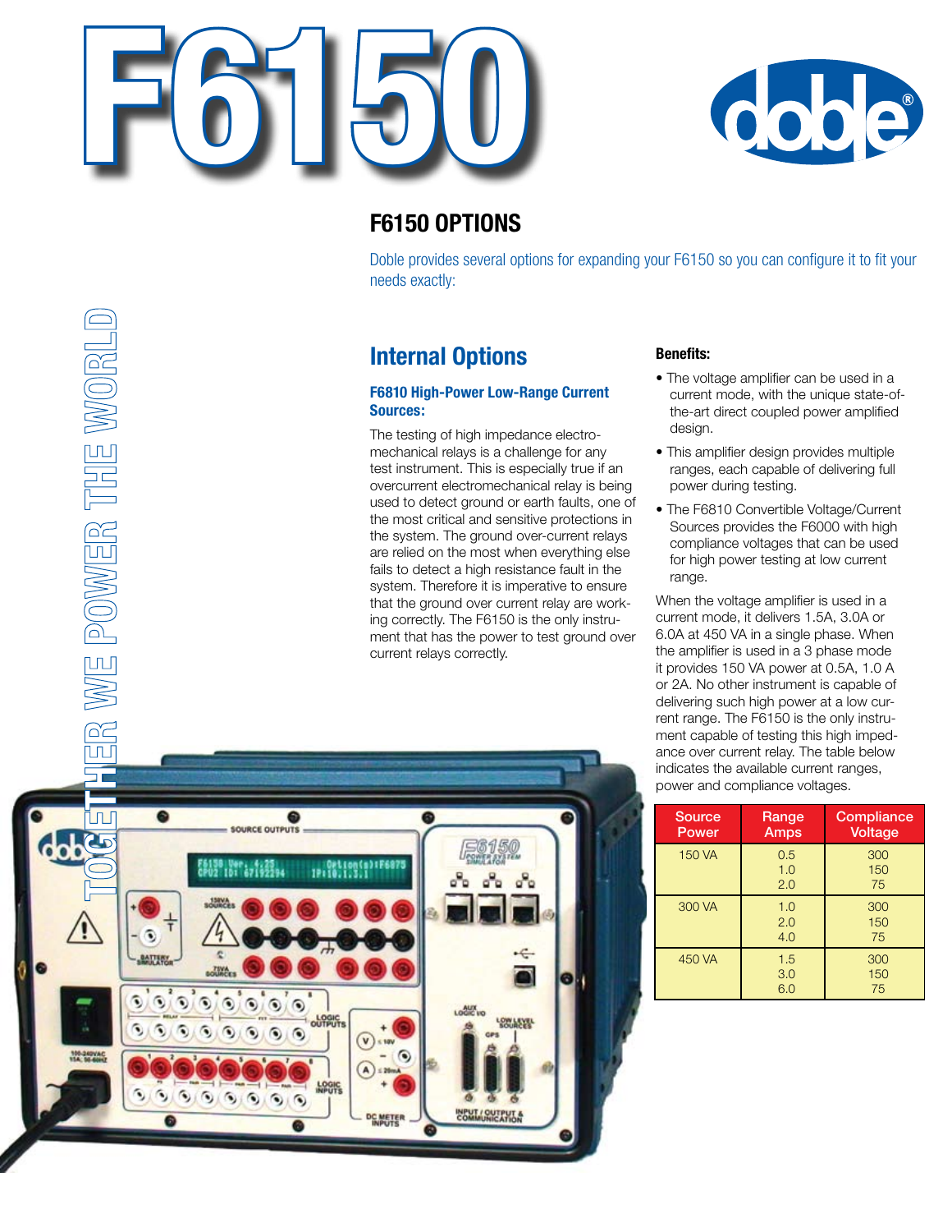# F6150

## F6150 OPTIONS

Doble provides several options for expanding your F6150 so you can configure it to fit your needs exactly:

TOGETHER WE POWER THE WORLD

## Internal Options

### F6810 High-Power Low-Range Current Sources:

The testing of high impedance electro-mechanical relays is a challenge for any test instrument. This is especially true if an overcurrent electromechanical relay is being used to detect ground or earth faults, one of the most critical and sensitive protections in the system. The ground over-current relays are relied on the most when everything else fails to detect a high resistance fault in the system. Therefore it is imperative to ensure that the ground over current relay are working correctly. The F6150 is the only instrument that has the power to test ground over current relays correctly.

**Benefits:**

- The voltage amplifier can be used in a current mode, with the unique state-of-the-art direct coupled power amplified design.
- This amplifier design provides multiple ranges, each capable of delivering full power during testing.
- The F6810 Convertible Voltage/Current Sources provides the F6000 with high compliance voltages that can be used for high power testing at low current range.

When the voltage amplifier is used in a current mode, it delivers 1.5A, 3.0A or 6.0A at 450 VA in a single phase. When the amplifier is used in a 3 phase mode it provides 150 VA power at 0.5A, 1.0 A or 2A. No other instrument is capable of delivering such high power at a low current range. The F6150 is the only instrument capable of testing this high impedance over current relay. The table below indicates the available current ranges, power and compliance voltages.

| Source Power | Range Amps | Compliance Voltage |
|---|---|---|
| 150 VA | 0.5<br>1.0<br>2.0 | 300<br>150<br>75 |
| 300 VA | 1.0<br>2.0<br>4.0 | 300<br>150<br>75 |
| 450 VA | 1.5<br>3.0<br>6.0 | 300<br>150<br>75 |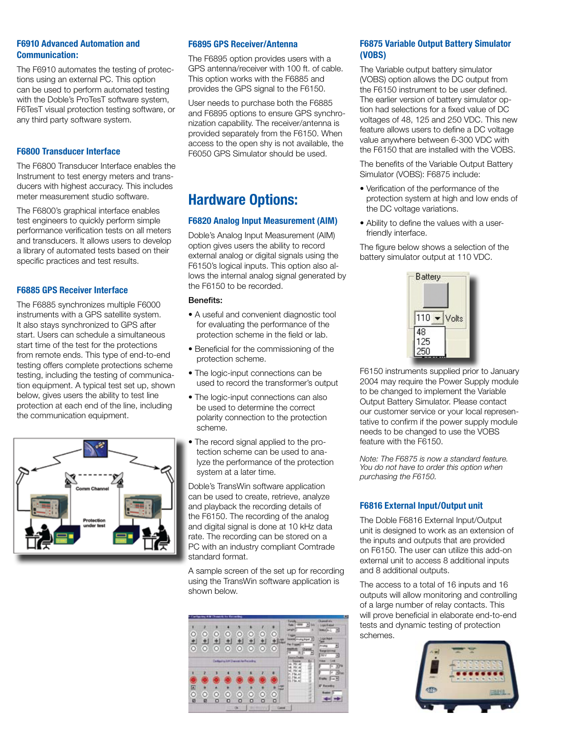### F6910 Advanced Automation and Communication:

The F6910 automates the testing of protections using an external PC. This option can be used to perform automated testing with the Doble's ProTesT software system, F6TesT visual protection testing software, or any third party software system.

### F6800 Transducer Interface

The F6800 Transducer Interface enables the Instrument to test energy meters and transducers with highest accuracy. This includes meter measurement studio software.

The F6800's graphical interface enables test engineers to quickly perform simple performance verification tests on all meters and transducers. It allows users to develop a library of automated tests based on their specific practices and test results.

### F6885 GPS Receiver Interface

The F6885 synchronizes multiple F6000 instruments with a GPS satellite system. It also stays synchronized to GPS after start. Users can schedule a simultaneous start time of the test for the protections from remote ends. This type of end-to-end testing offers complete protections scheme testing, including the testing of communication equipment. A typical test set up, shown below, gives users the ability to test line protection at each end of the line, including the communication equipment.

### F6895 GPS Receiver/Antenna

The F6895 option provides users with a GPS antenna/receiver with 100 ft. of cable. This option works with the F6885 and provides the GPS signal to the F6150.

User needs to purchase both the F6885 and F6895 options to ensure GPS synchronization capability. The receiver/antenna is provided separately from the F6150. When access to the open shy is not available, the F6050 GPS Simulator should be used.

## Hardware Options:

### F6820 Analog Input Measurement (AIM)

Doble's Analog Input Measurement (AIM) option gives users the ability to record external analog or digital signals using the F6150's logical inputs. This option also allows the internal analog signal generated by the F6150 to be recorded.

**Benefits:**

- A useful and convenient diagnostic tool for evaluating the performance of the protection scheme in the field or lab.
- Beneficial for the commissioning of the protection scheme.
- The logic-input connections can be used to record the transformer's output
- The logic-input connections can also be used to determine the correct polarity connection to the protection scheme.
- The record signal applied to the protection scheme can be used to analyze the performance of the protection system at a later time.

Doble's TransWin software application can be used to create, retrieve, analyze and playback the recording details of the F6150. The recording of the analog and digital signal is done at 10 kHz data rate. The recording can be stored on a PC with an industry compliant Comtrade standard format.

A sample screen of the set up for recording using the TransWin software application is shown below.

### F6875 Variable Output Battery Simulator (VOBS)

The Variable output battery simulator (VOBS) option allows the DC output from the F6150 instrument to be user defined. The earlier version of battery simulator option had selections for a fixed value of DC voltages of 48, 125 and 250 VDC. This new feature allows users to define a DC voltage value anywhere between 6-300 VDC with the F6150 that are installed with the VOBS.

The benefits of the Variable Output Battery Simulator (VOBS): F6875 include:

- Verification of the performance of the protection system at high and low ends of the DC voltage variations.
- Ability to define the values with a user-friendly interface.

The figure below shows a selection of the battery simulator output at 110 VDC.

F6150 instruments supplied prior to January 2004 may require the Power Supply module to be changed to implement the Variable Output Battery Simulator. Please contact our customer service or your local representative to confirm if the power supply module needs to be changed to use the VOBS feature with the F6150.

*Note: The F6875 is now a standard feature. You do not have to order this option when purchasing the F6150.*

### F6816 External Input/Output unit

The Doble F6816 External Input/Output unit is designed to work as an extension of the inputs and outputs that are provided on F6150. The user can utilize this add-on external unit to access 8 additional inputs and 8 additional outputs.

The access to a total of 16 inputs and 16 outputs will allow monitoring and controlling of a large number of relay contacts. This will prove beneficial in elaborate end-to-end tests and dynamic testing of protection schemes.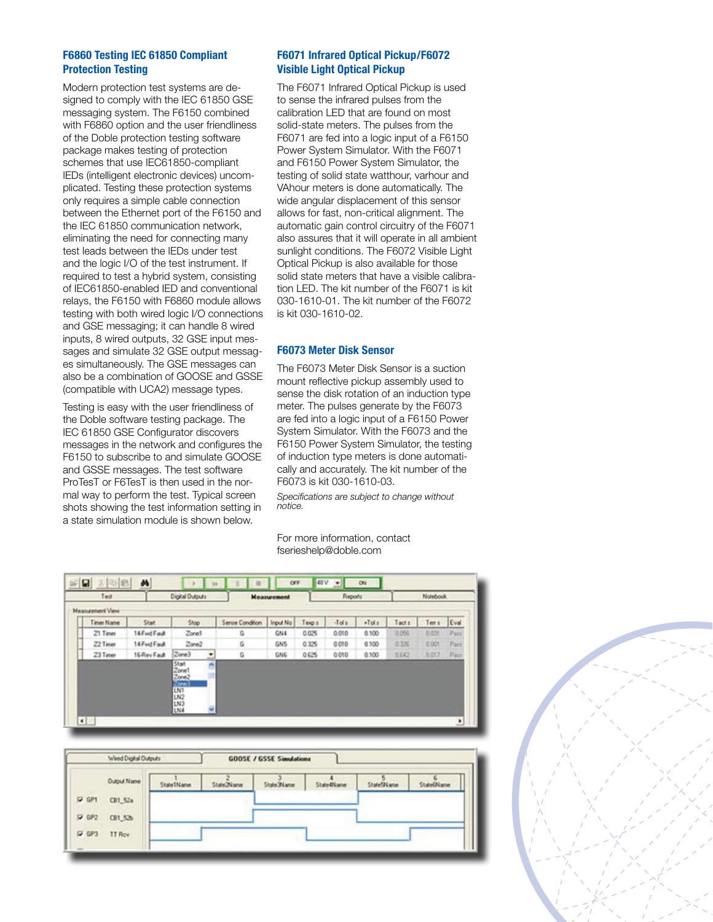## F6860 Testing IEC 61850 Compliant Protection Testing

Modern protection test systems are designed to comply with the IEC 61850 GSE messaging system. The F6150 combined with F6860 option and the user friendliness of the Doble protection testing software package makes testing of protection schemes that use IEC61850-compliant IEDs (intelligent electronic devices) uncomplicated. Testing these protection systems only requires a simple cable connection between the Ethernet port of the F6150 and the IEC 61850 communication network, eliminating the need for connecting many test leads between the IEDs under test and the logic I/O of the test instrument. If required to test a hybrid system, consisting of IEC61850-enabled IED and conventional relays, the F6150 with F6860 module allows testing with both wired logic I/O connections and GSE messaging; it can handle 8 wired inputs, 8 wired outputs, 32 GSE input messages and simulate 32 GSE output messages simultaneously. The GSE messages can also be a combination of GOOSE and GSSE (compatible with UCA2) message types.

Testing is easy with the user friendliness of the Doble software testing package. The IEC 61850 GSE Configurator discovers messages in the network and configures the F6150 to subscribe to and simulate GOOSE and GSSE messages. The test software ProTesT or F6TesT is then used in the normal way to perform the test. Typical screen shots showing the test information setting in a state simulation module is shown below.

## F6071 Infrared Optical Pickup/F6072 Visible Light Optical Pickup

The F6071 Infrared Optical Pickup is used to sense the infrared pulses from the calibration LED that are found on most solid-state meters. The pulses from the F6071 are fed into a logic input of a F6150 Power System Simulator. With the F6071 and F6150 Power System Simulator, the testing of solid state watthour, varhour and VAhour meters is done automatically. The wide angular displacement of this sensor allows for fast, non-critical alignment. The automatic gain control circuitry of the F6071 also assures that it will operate in all ambient sunlight conditions. The F6072 Visible Light Optical Pickup is also available for those solid state meters that have a visible calibration LED. The kit number of the F6071 is kit 030-1610-01. The kit number of the F6072 is kit 030-1610-02.

## F6073 Meter Disk Sensor

The F6073 Meter Disk Sensor is a suction mount reflective pickup assembly used to sense the disk rotation of an induction type meter. The pulses generate by the F6073 are fed into a logic input of a F6150 Power System Simulator. With the F6073 and the F6150 Power System Simulator, the testing of induction type meters is done automatically and accurately. The kit number of the F6073 is kit 030-1610-03.

*Specifications are subject to change without notice.*

For more information, contact fserieshelp@doble.com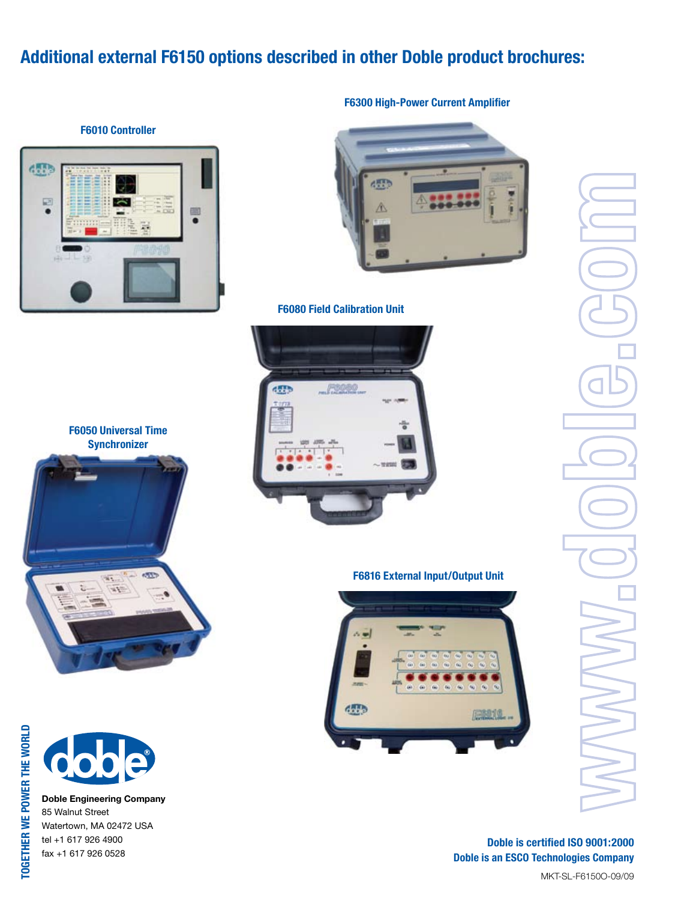# Additional external F6150 options described in other Doble product brochures:

F6010 Controller

F6300 High-Power Current Amplifier

F6080 Field Calibration Unit

F6050 Universal Time Synchronizer

F6816 External Input/Output Unit

www.doble.com

TOGETHER WE POWER THE WORLD

**Doble Engineering Company**
85 Walnut Street
Watertown, MA 02472 USA
tel +1 617 926 4900
fax +1 617 926 0528

**Doble is certified ISO 9001:2000**
**Doble is an ESCO Technologies Company**

MKT-SL-F6150O-09/09